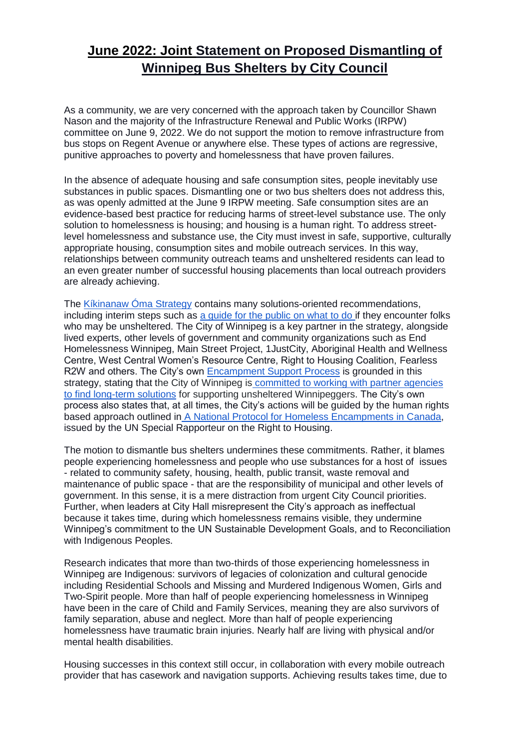# June 2022: Joint Statement on Proposed Dismantling of Winnipeg Bus Shelters by City Council

As a community, we are very concerned with the approach taken by Councillor Shawn Nason and the majority of the Infrastructure Renewal and Public Works (IRPW) committee on June 9, 2022. We do not support the motion to remove infrastructure from bus stops on Regent Avenue or anywhere else. These types of actions are regressive, punitive approaches to poverty and homelessness that have proven failures.

In the absence of adequate housing and safe consumption sites, people inevitably use substances in public spaces. Dismantling one or two bus shelters does not address this, as was openly admitted at the June 9 IRPW meeting. Safe consumption sites are an evidence-based best practice for reducing harms of street-level substance use. The only solution to homelessness is housing; and housing is a human right. To address street-level homelessness and substance use, the City must invest in safe, supportive, culturally appropriate housing, consumption sites and mobile outreach services. In this way, relationships between community outreach teams and unsheltered residents can lead to an even greater number of successful housing placements than local outreach providers are already achieving.

The Kíkinanaw Óma Strategy contains many solutions-oriented recommendations, including interim steps such as a guide for the public on what to do if they encounter folks who may be unsheltered. The City of Winnipeg is a key partner in the strategy, alongside lived experts, other levels of government and community organizations such as End Homelessness Winnipeg, Main Street Project, 1JustCity, Aboriginal Health and Wellness Centre, West Central Women's Resource Centre, Right to Housing Coalition, Fearless R2W and others. The City's own Encampment Support Process is grounded in this strategy, stating that the City of Winnipeg is committed to working with partner agencies to find long-term solutions for supporting unsheltered Winnipeggers. The City's own process also states that, at all times, the City's actions will be guided by the human rights based approach outlined in A National Protocol for Homeless Encampments in Canada, issued by the UN Special Rapporteur on the Right to Housing.

The motion to dismantle bus shelters undermines these commitments. Rather, it blames people experiencing homelessness and people who use substances for a host of issues - related to community safety, housing, health, public transit, waste removal and maintenance of public space - that are the responsibility of municipal and other levels of government. In this sense, it is a mere distraction from urgent City Council priorities. Further, when leaders at City Hall misrepresent the City's approach as ineffectual because it takes time, during which homelessness remains visible, they undermine Winnipeg's commitment to the UN Sustainable Development Goals, and to Reconciliation with Indigenous Peoples.

Research indicates that more than two-thirds of those experiencing homelessness in Winnipeg are Indigenous: survivors of legacies of colonization and cultural genocide including Residential Schools and Missing and Murdered Indigenous Women, Girls and Two-Spirit people. More than half of people experiencing homelessness in Winnipeg have been in the care of Child and Family Services, meaning they are also survivors of family separation, abuse and neglect. More than half of people experiencing homelessness have traumatic brain injuries. Nearly half are living with physical and/or mental health disabilities.

Housing successes in this context still occur, in collaboration with every mobile outreach provider that has casework and navigation supports. Achieving results takes time, due to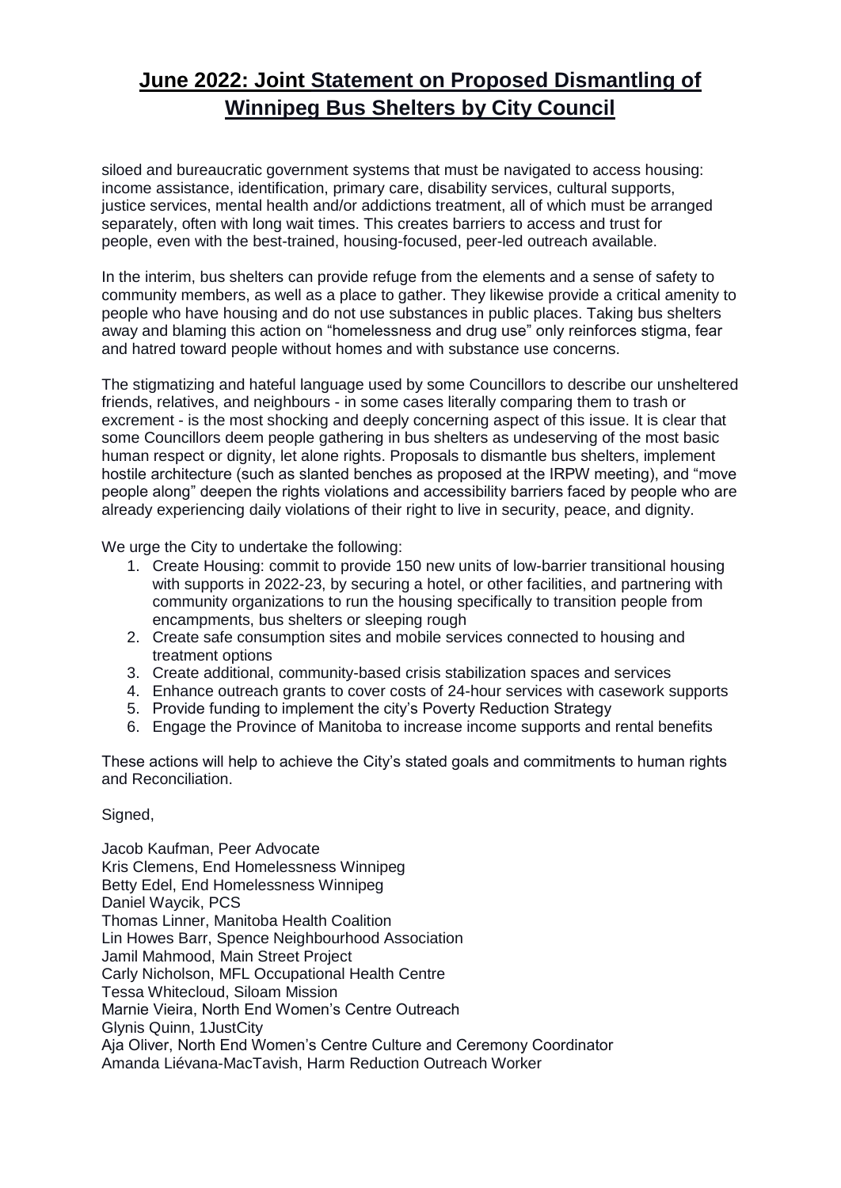# June 2022: Joint Statement on Proposed Dismantling of Winnipeg Bus Shelters by City Council

siloed and bureaucratic government systems that must be navigated to access housing: income assistance, identification, primary care, disability services, cultural supports, justice services, mental health and/or addictions treatment, all of which must be arranged separately, often with long wait times. This creates barriers to access and trust for people, even with the best-trained, housing-focused, peer-led outreach available.

In the interim, bus shelters can provide refuge from the elements and a sense of safety to community members, as well as a place to gather. They likewise provide a critical amenity to people who have housing and do not use substances in public places. Taking bus shelters away and blaming this action on "homelessness and drug use" only reinforces stigma, fear and hatred toward people without homes and with substance use concerns.

The stigmatizing and hateful language used by some Councillors to describe our unsheltered friends, relatives, and neighbours - in some cases literally comparing them to trash or excrement - is the most shocking and deeply concerning aspect of this issue. It is clear that some Councillors deem people gathering in bus shelters as undeserving of the most basic human respect or dignity, let alone rights. Proposals to dismantle bus shelters, implement hostile architecture (such as slanted benches as proposed at the IRPW meeting), and "move people along" deepen the rights violations and accessibility barriers faced by people who are already experiencing daily violations of their right to live in security, peace, and dignity.

We urge the City to undertake the following:

1. Create Housing: commit to provide 150 new units of low-barrier transitional housing with supports in 2022-23, by securing a hotel, or other facilities, and partnering with community organizations to run the housing specifically to transition people from encampments, bus shelters or sleeping rough
2. Create safe consumption sites and mobile services connected to housing and treatment options
3. Create additional, community-based crisis stabilization spaces and services
4. Enhance outreach grants to cover costs of 24-hour services with casework supports
5. Provide funding to implement the city's Poverty Reduction Strategy
6. Engage the Province of Manitoba to increase income supports and rental benefits

These actions will help to achieve the City's stated goals and commitments to human rights and Reconciliation.

Signed,

Jacob Kaufman, Peer Advocate
Kris Clemens, End Homelessness Winnipeg
Betty Edel, End Homelessness Winnipeg
Daniel Waycik, PCS
Thomas Linner, Manitoba Health Coalition
Lin Howes Barr, Spence Neighbourhood Association
Jamil Mahmood, Main Street Project
Carly Nicholson, MFL Occupational Health Centre
Tessa Whitecloud, Siloam Mission
Marnie Vieira, North End Women's Centre Outreach
Glynis Quinn, 1JustCity
Aja Oliver, North End Women's Centre Culture and Ceremony Coordinator
Amanda Liévana-MacTavish, Harm Reduction Outreach Worker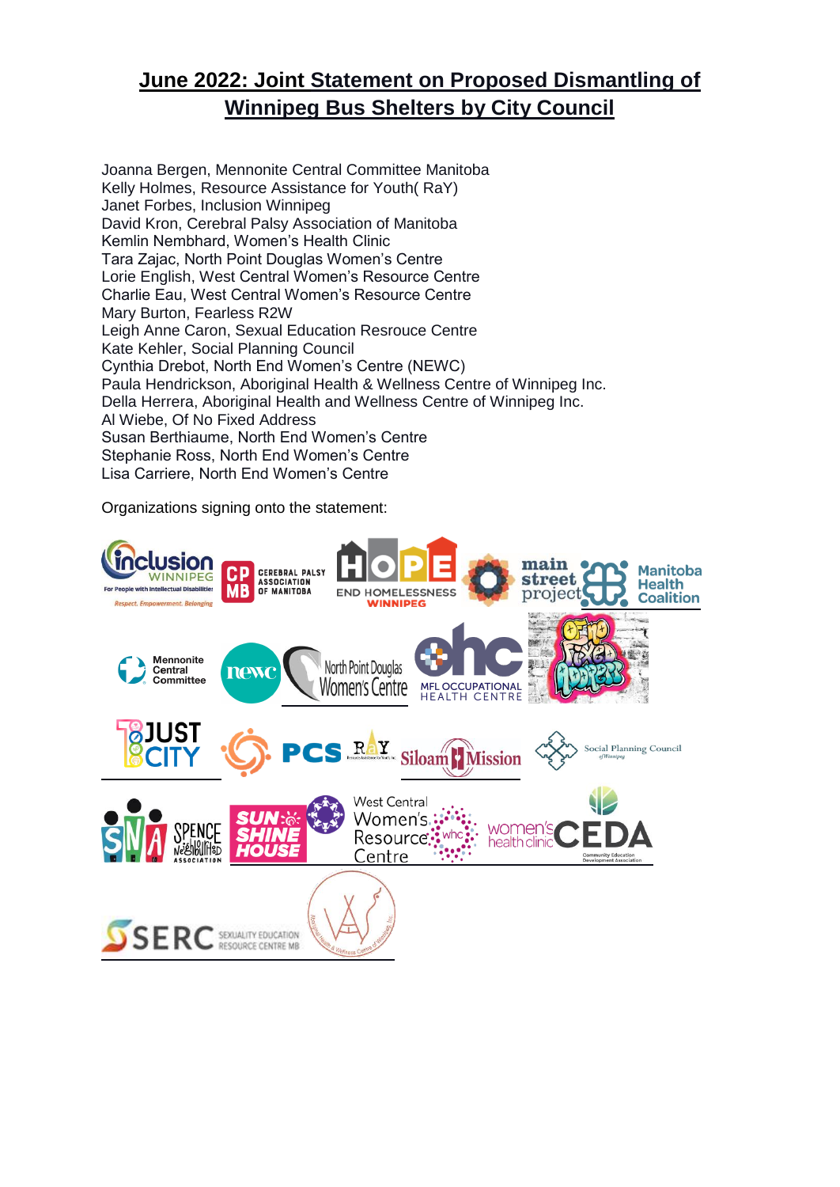# June 2022: Joint Statement on Proposed Dismantling of Winnipeg Bus Shelters by City Council

Joanna Bergen, Mennonite Central Committee Manitoba
Kelly Holmes, Resource Assistance for Youth( RaY)
Janet Forbes, Inclusion Winnipeg
David Kron, Cerebral Palsy Association of Manitoba
Kemlin Nembhard, Women's Health Clinic
Tara Zajac, North Point Douglas Women's Centre
Lorie English, West Central Women's Resource Centre
Charlie Eau, West Central Women's Resource Centre
Mary Burton, Fearless R2W
Leigh Anne Caron, Sexual Education Resrouce Centre
Kate Kehler, Social Planning Council
Cynthia Drebot, North End Women's Centre (NEWC)
Paula Hendrickson, Aboriginal Health & Wellness Centre of Winnipeg Inc.
Della Herrera, Aboriginal Health and Wellness Centre of Winnipeg Inc.
Al Wiebe, Of No Fixed Address
Susan Berthiaume, North End Women's Centre
Stephanie Ross, North End Women's Centre
Lisa Carriere, North End Women's Centre

Organizations signing onto the statement:

Inclusion Winnipeg — For People with Intellectual Disabilities — Respect. Empowerment. Belonging
CP MB Cerebral Palsy Association of Manitoba
HOPE End Homelessness Winnipeg
main street project
Manitoba Health Coalition
Mennonite Central Committee
newc
North Point Douglas Women's Centre
ohc MFL Occupational Health Centre
Of No Fixed Address
Just City
PCS
RaY
Siloam Mission
Social Planning Council of Winnipeg
SNA Spence Neighbourhood Association
Sun Shine House
West Central Women's Resource Centre
women's health clinic
CEDA Community Education Development Association
SERC Sexuality Education Resource Centre MB
Aboriginal Health & Wellness Centre of Winnipeg Inc.